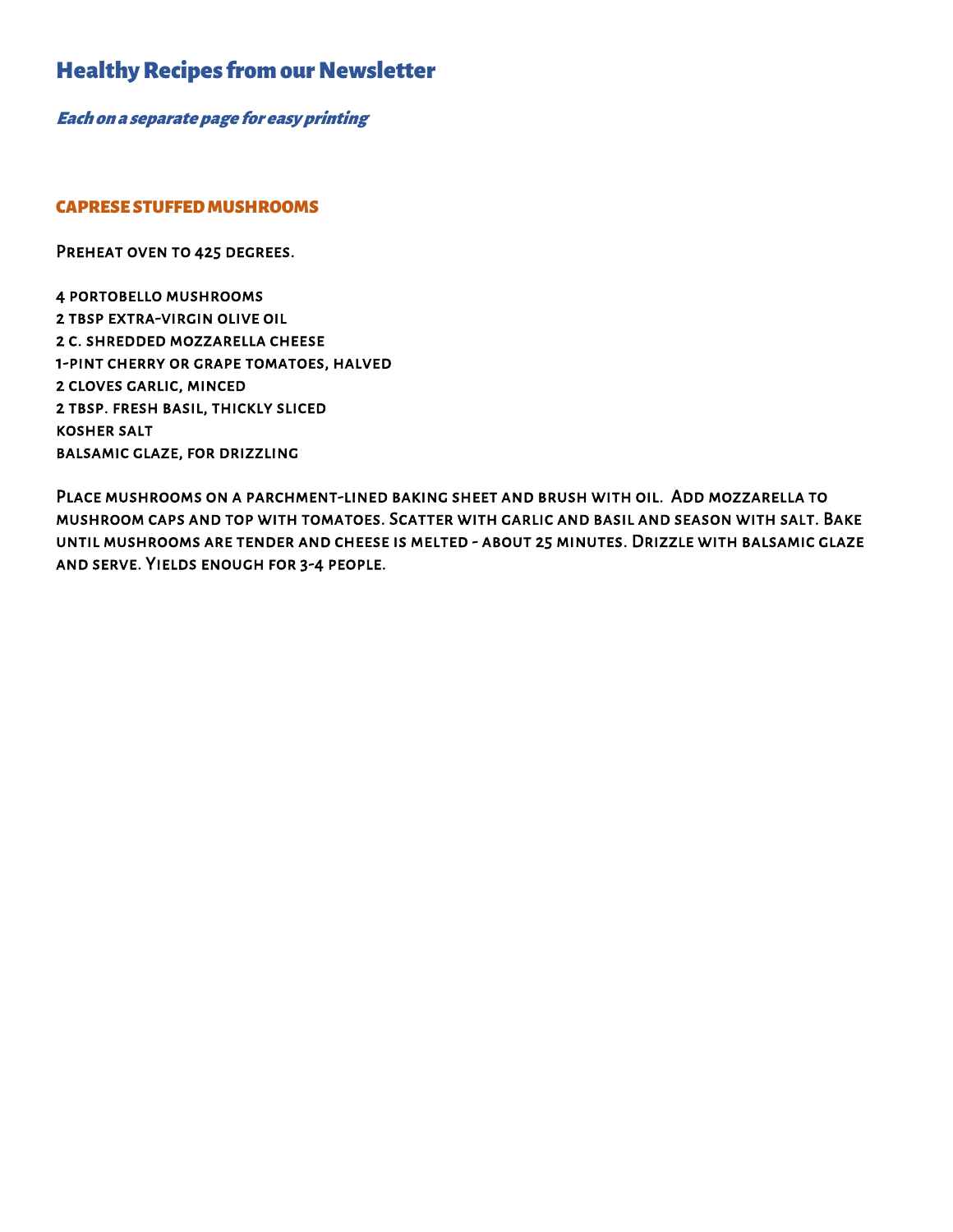# Healthy Recipes from our Newsletter

*Each on a separate page for easy printing*

## CAPRESE STUFFED MUSHROOMS

Preheat oven to 425 degrees.

4 portobello mushrooms
2 tbsp extra-virgin olive oil
2 c. shredded mozzarella cheese
1-pint cherry or grape tomatoes, halved
2 cloves garlic, minced
2 tbsp. fresh basil, thickly sliced
kosher salt
balsamic glaze, for drizzling

Place mushrooms on a parchment-lined baking sheet and brush with oil. Add mozzarella to mushroom caps and top with tomatoes. Scatter with garlic and basil and season with salt. Bake until mushrooms are tender and cheese is melted - about 25 minutes. Drizzle with balsamic glaze and serve. Yields enough for 3-4 people.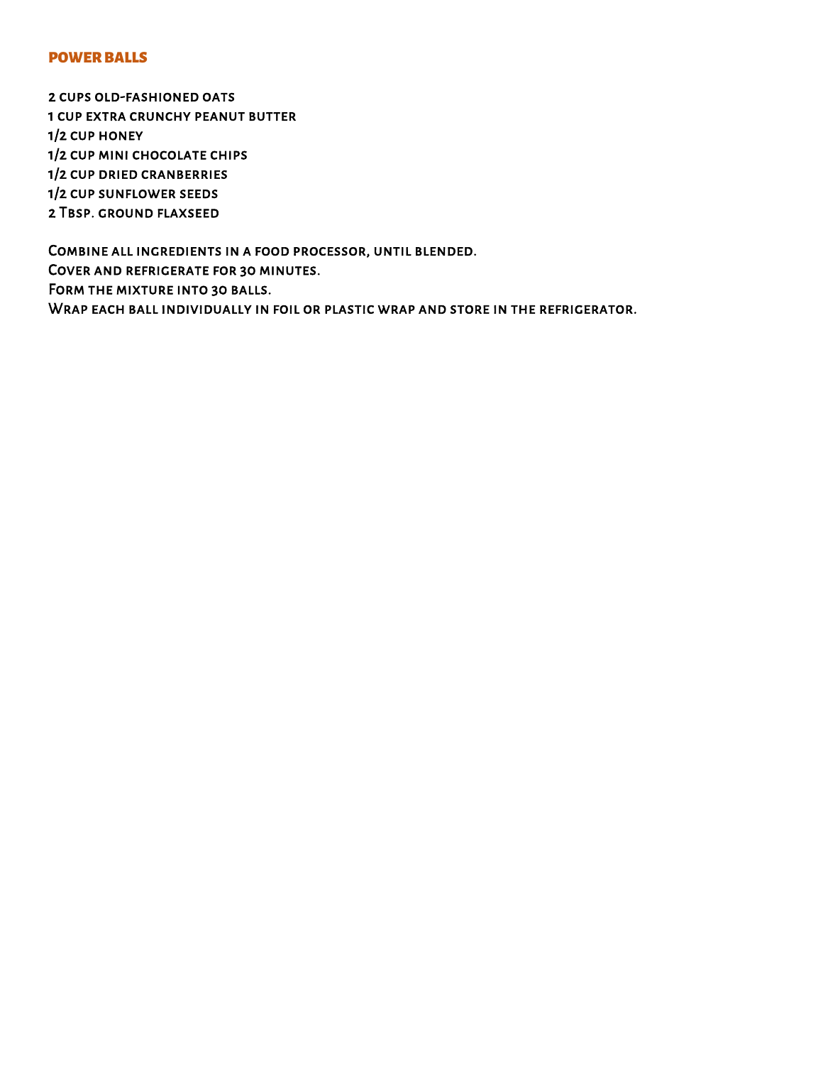## POWER BALLS

2 cups old-fashioned oats
1 cup extra crunchy peanut butter
1/2 cup honey
1/2 cup mini chocolate chips
1/2 cup dried cranberries
1/2 cup sunflower seeds
2 Tbsp. ground flaxseed

Combine all ingredients in a food processor, until blended.
Cover and refrigerate for 30 minutes.
Form the mixture into 30 balls.
Wrap each ball individually in foil or plastic wrap and store in the refrigerator.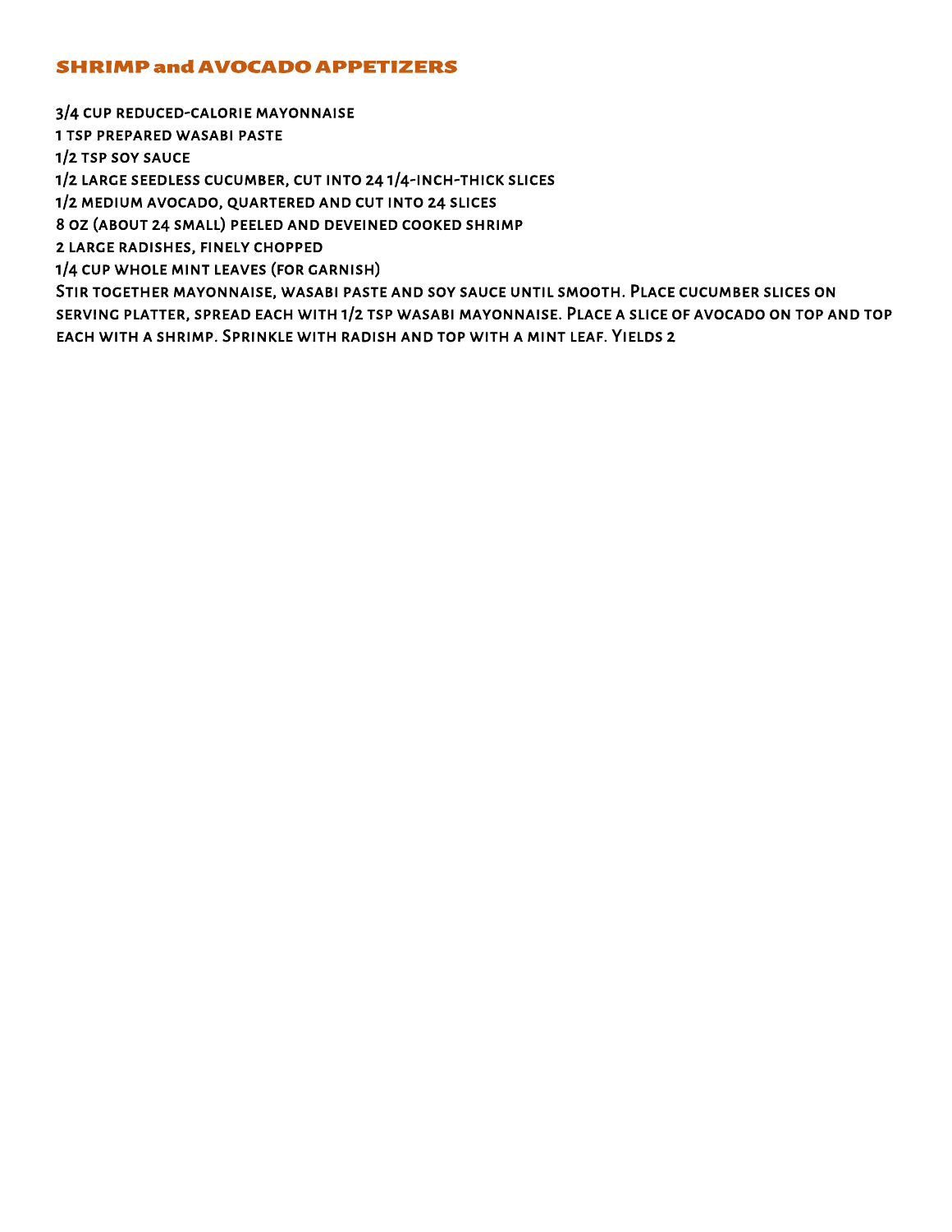## SHRIMP and AVOCADO APPETIZERS

3/4 cup reduced-calorie mayonnaise
1 tsp prepared wasabi paste
1/2 tsp soy sauce
1/2 large seedless cucumber, cut into 24 1/4-inch-thick slices
1/2 medium avocado, quartered and cut into 24 slices
8 oz (about 24 small) peeled and deveined cooked shrimp
2 large radishes, finely chopped
1/4 cup whole mint leaves (for garnish)

Stir together mayonnaise, wasabi paste and soy sauce until smooth. Place cucumber slices on serving platter, spread each with 1/2 tsp wasabi mayonnaise. Place a slice of avocado on top and top each with a shrimp. Sprinkle with radish and top with a mint leaf. Yields 2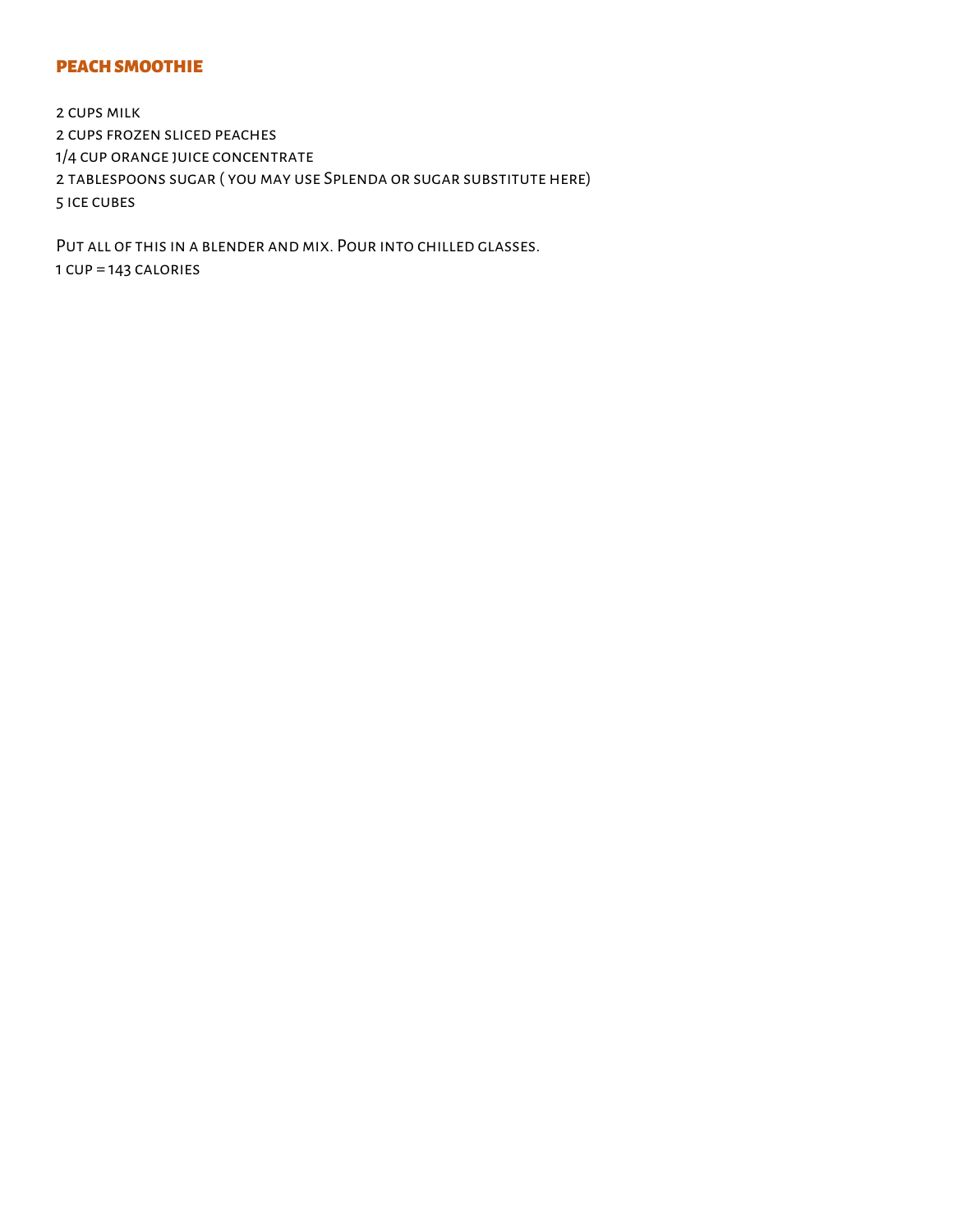## PEACH SMOOTHIE

2 cups milk
2 cups frozen sliced peaches
1/4 cup orange juice concentrate
2 tablespoons sugar ( you may use Splenda or sugar substitute here)
5 ice cubes

Put all of this in a blender and mix. Pour into chilled glasses.
1 cup = 143 calories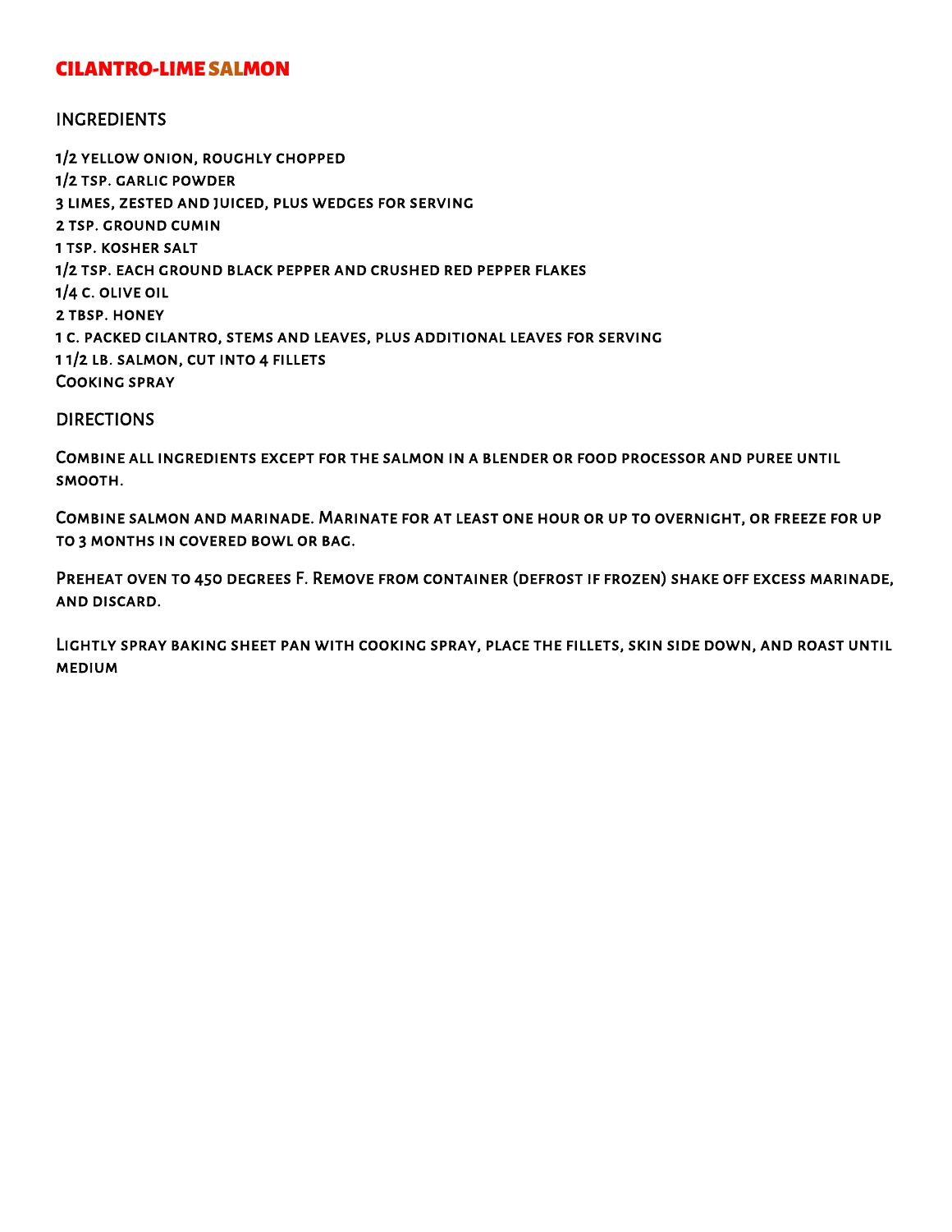# CILANTRO-LIME SALMON

## INGREDIENTS

1/2 yellow onion, roughly chopped
1/2 tsp. garlic powder
3 limes, zested and juiced, plus wedges for serving
2 tsp. ground cumin
1 tsp. kosher salt
1/2 tsp. each ground black pepper and crushed red pepper flakes
1/4 c. olive oil
2 tbsp. honey
1 c. packed cilantro, stems and leaves, plus additional leaves for serving
1 1/2 lb. salmon, cut into 4 fillets
Cooking spray

## DIRECTIONS

Combine all ingredients except for the salmon in a blender or food processor and puree until smooth.

Combine salmon and marinade. Marinate for at least one hour or up to overnight, or freeze for up to 3 months in covered bowl or bag.

Preheat oven to 450 degrees F. Remove from container (defrost if frozen) shake off excess marinade, and discard.

Lightly spray baking sheet pan with cooking spray, place the fillets, skin side down, and roast until medium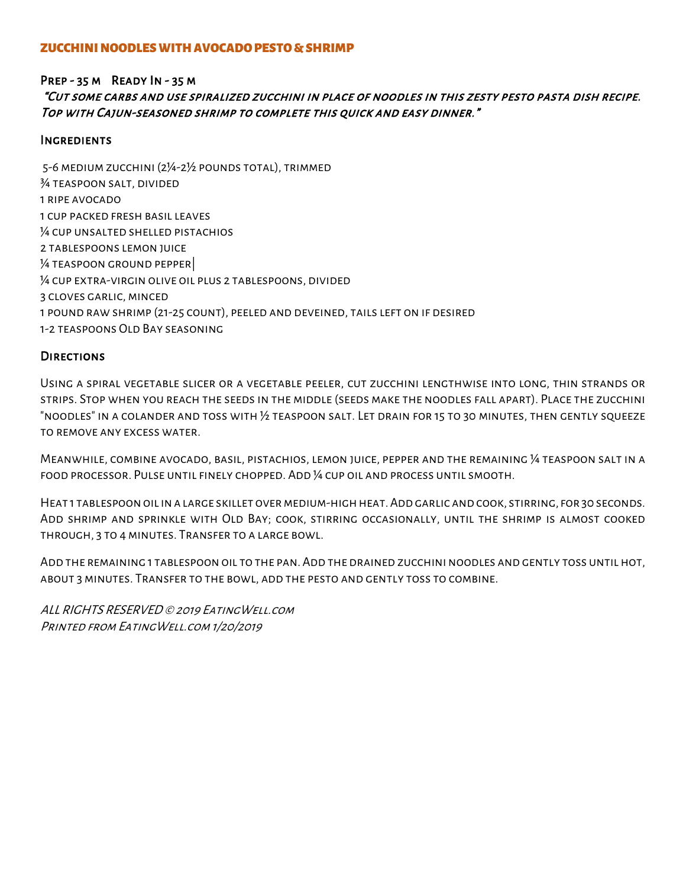# ZUCCHINI NOODLES WITH AVOCADO PESTO & SHRIMP

**Prep - 35 m   Ready In - 35 m**

***"Cut some carbs and use spiralized zucchini in place of noodles in this zesty pesto pasta dish recipe. Top with Cajun-seasoned shrimp to complete this quick and easy dinner."***

## Ingredients

5-6 medium zucchini (2¼-2½ pounds total), trimmed
¾ teaspoon salt, divided
1 ripe avocado
1 cup packed fresh basil leaves
¼ cup unsalted shelled pistachios
2 tablespoons lemon juice
¼ teaspoon ground pepper
¼ cup extra-virgin olive oil plus 2 tablespoons, divided
3 cloves garlic, minced
1 pound raw shrimp (21-25 count), peeled and deveined, tails left on if desired
1-2 teaspoons Old Bay seasoning

## Directions

Using a spiral vegetable slicer or a vegetable peeler, cut zucchini lengthwise into long, thin strands or strips. Stop when you reach the seeds in the middle (seeds make the noodles fall apart). Place the zucchini "noodles" in a colander and toss with ½ teaspoon salt. Let drain for 15 to 30 minutes, then gently squeeze to remove any excess water.

Meanwhile, combine avocado, basil, pistachios, lemon juice, pepper and the remaining ¼ teaspoon salt in a food processor. Pulse until finely chopped. Add ¼ cup oil and process until smooth.

Heat 1 tablespoon oil in a large skillet over medium-high heat. Add garlic and cook, stirring, for 30 seconds. Add shrimp and sprinkle with Old Bay; cook, stirring occasionally, until the shrimp is almost cooked through, 3 to 4 minutes. Transfer to a large bowl.

Add the remaining 1 tablespoon oil to the pan. Add the drained zucchini noodles and gently toss until hot, about 3 minutes. Transfer to the bowl, add the pesto and gently toss to combine.

*ALL RIGHTS RESERVED © 2019 EatingWell.com*
*Printed from EatingWell.com 1/20/2019*